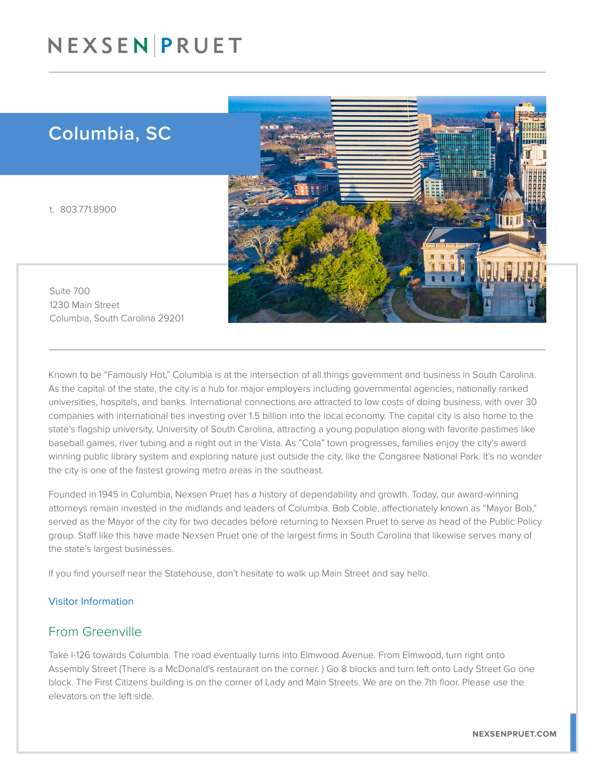# NEXSEN | PRUET

## Columbia, SC

t. 803.771.8900

Suite 700
1230 Main Street
Columbia, South Carolina 29201

Known to be "Famously Hot," Columbia is at the intersection of all things government and business in South Carolina. As the capital of the state, the city is a hub for major employers including governmental agencies, nationally ranked universities, hospitals, and banks. International connections are attracted to low costs of doing business, with over 30 companies with international ties investing over 1.5 billion into the local economy. The capital city is also home to the state's flagship university, University of South Carolina, attracting a young population along with favorite pastimes like baseball games, river tubing and a night out in the Vista. As "Cola" town progresses, families enjoy the city's award winning public library system and exploring nature just outside the city, like the Congaree National Park. It's no wonder the city is one of the fastest growing metro areas in the southeast.

Founded in 1945 in Columbia, Nexsen Pruet has a history of dependability and growth. Today, our award-winning attorneys remain invested in the midlands and leaders of Columbia. Bob Coble, affectionately known as "Mayor Bob," served as the Mayor of the city for two decades before returning to Nexsen Pruet to serve as head of the Public Policy group. Staff like this have made Nexsen Pruet one of the largest firms in South Carolina that likewise serves many of the state's largest businesses.

If you find yourself near the Statehouse, don't hesitate to walk up Main Street and say hello.

Visitor Information

## From Greenville

Take I-126 towards Columbia. The road eventually turns into Elmwood Avenue. From Elmwood, turn right onto Assembly Street (There is a McDonald's restaurant on the corner. ) Go 8 blocks and turn left onto Lady Street Go one block. The First Citizens building is on the corner of Lady and Main Streets. We are on the 7th floor. Please use the elevators on the left side.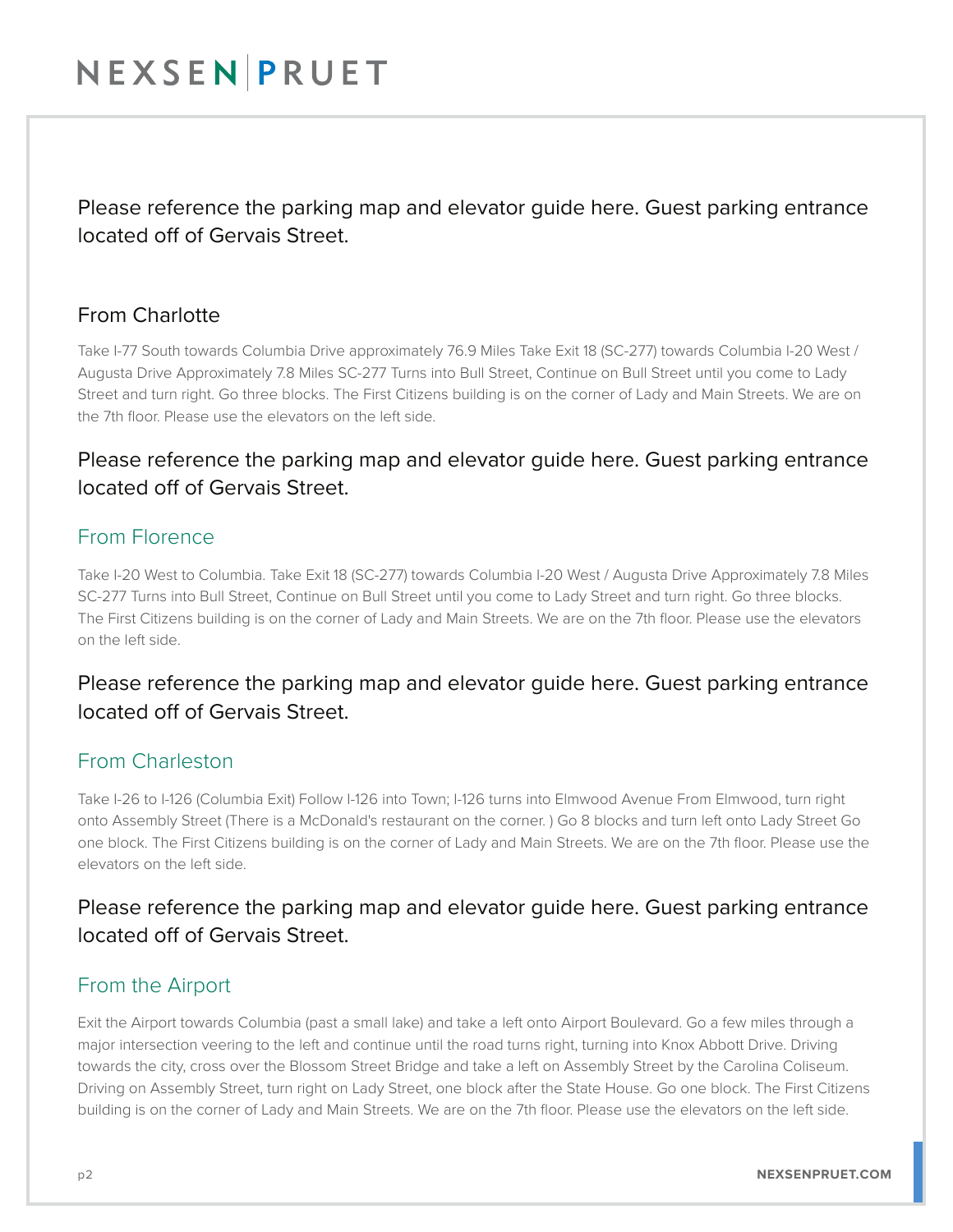Please reference the parking map and elevator guide here. Guest parking entrance located off of Gervais Street.

### From Charlotte

Take I-77 South towards Columbia Drive approximately 76.9 Miles Take Exit 18 (SC-277) towards Columbia I-20 West / Augusta Drive Approximately 7.8 Miles SC-277 Turns into Bull Street, Continue on Bull Street until you come to Lady Street and turn right. Go three blocks. The First Citizens building is on the corner of Lady and Main Streets. We are on the 7th floor. Please use the elevators on the left side.

Please reference the parking map and elevator guide here. Guest parking entrance located off of Gervais Street.

### From Florence

Take I-20 West to Columbia. Take Exit 18 (SC-277) towards Columbia I-20 West / Augusta Drive Approximately 7.8 Miles SC-277 Turns into Bull Street, Continue on Bull Street until you come to Lady Street and turn right. Go three blocks. The First Citizens building is on the corner of Lady and Main Streets. We are on the 7th floor. Please use the elevators on the left side.

Please reference the parking map and elevator guide here. Guest parking entrance located off of Gervais Street.

### From Charleston

Take I-26 to I-126 (Columbia Exit) Follow I-126 into Town; I-126 turns into Elmwood Avenue From Elmwood, turn right onto Assembly Street (There is a McDonald's restaurant on the corner. ) Go 8 blocks and turn left onto Lady Street Go one block. The First Citizens building is on the corner of Lady and Main Streets. We are on the 7th floor. Please use the elevators on the left side.

Please reference the parking map and elevator guide here. Guest parking entrance located off of Gervais Street.

### From the Airport

Exit the Airport towards Columbia (past a small lake) and take a left onto Airport Boulevard. Go a few miles through a major intersection veering to the left and continue until the road turns right, turning into Knox Abbott Drive. Driving towards the city, cross over the Blossom Street Bridge and take a left on Assembly Street by the Carolina Coliseum. Driving on Assembly Street, turn right on Lady Street, one block after the State House. Go one block. The First Citizens building is on the corner of Lady and Main Streets. We are on the 7th floor. Please use the elevators on the left side.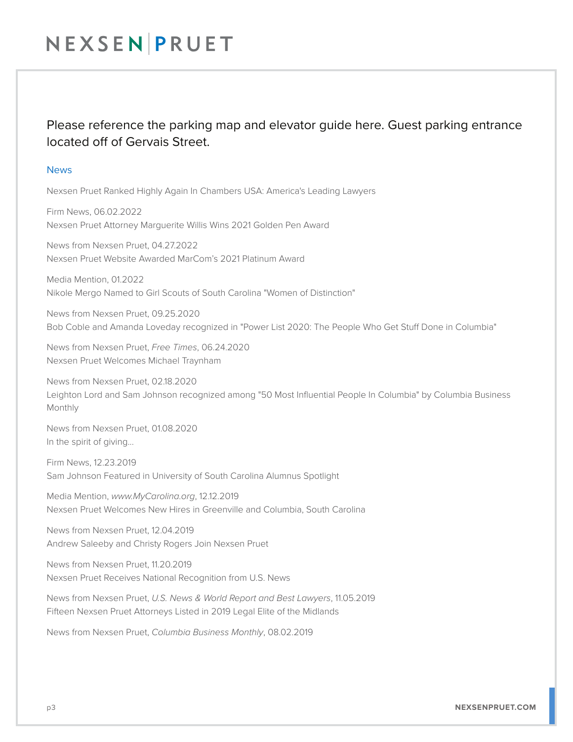Please reference the parking map and elevator guide here. Guest parking entrance located off of Gervais Street.

## News

Nexsen Pruet Ranked Highly Again In Chambers USA: America's Leading Lawyers

Firm News, 06.02.2022
Nexsen Pruet Attorney Marguerite Willis Wins 2021 Golden Pen Award

News from Nexsen Pruet, 04.27.2022
Nexsen Pruet Website Awarded MarCom's 2021 Platinum Award

Media Mention, 01.2022
Nikole Mergo Named to Girl Scouts of South Carolina "Women of Distinction"

News from Nexsen Pruet, 09.25.2020
Bob Coble and Amanda Loveday recognized in "Power List 2020: The People Who Get Stuff Done in Columbia"

News from Nexsen Pruet, *Free Times*, 06.24.2020
Nexsen Pruet Welcomes Michael Traynham

News from Nexsen Pruet, 02.18.2020
Leighton Lord and Sam Johnson recognized among "50 Most Influential People In Columbia" by Columbia Business Monthly

News from Nexsen Pruet, 01.08.2020
In the spirit of giving...

Firm News, 12.23.2019
Sam Johnson Featured in University of South Carolina Alumnus Spotlight

Media Mention, *www.MyCarolina.org*, 12.12.2019
Nexsen Pruet Welcomes New Hires in Greenville and Columbia, South Carolina

News from Nexsen Pruet, 12.04.2019
Andrew Saleeby and Christy Rogers Join Nexsen Pruet

News from Nexsen Pruet, 11.20.2019
Nexsen Pruet Receives National Recognition from U.S. News

News from Nexsen Pruet, *U.S. News & World Report and Best Lawyers*, 11.05.2019
Fifteen Nexsen Pruet Attorneys Listed in 2019 Legal Elite of the Midlands

News from Nexsen Pruet, *Columbia Business Monthly*, 08.02.2019